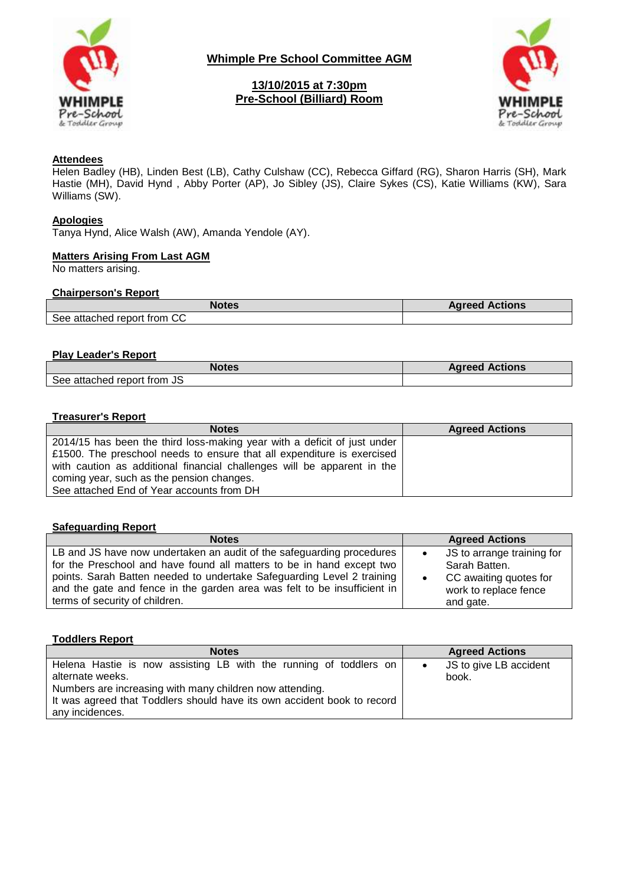# Whimple Pre School Committee AGM

## 13/10/2015 at 7:30pm
## Pre-School (Billiard) Room

### Attendees

Helen Badley (HB), Linden Best (LB), Cathy Culshaw (CC), Rebecca Giffard (RG), Sharon Harris (SH), Mark Hastie (MH), David Hynd , Abby Porter (AP), Jo Sibley (JS), Claire Sykes (CS), Katie Williams (KW), Sara Williams (SW).

### Apologies

Tanya Hynd, Alice Walsh (AW), Amanda Yendole (AY).

### Matters Arising From Last AGM

No matters arising.

### Chairperson's Report

| Notes | Agreed Actions |
|---|---|
| See attached report from CC | |

### Play Leader's Report

| Notes | Agreed Actions |
|---|---|
| See attached report from JS | |

### Treasurer's Report

| Notes | Agreed Actions |
|---|---|
| 2014/15 has been the third loss-making year with a deficit of just under £1500. The preschool needs to ensure that all expenditure is exercised with caution as additional financial challenges will be apparent in the coming year, such as the pension changes.<br>See attached End of Year accounts from DH | |

### Safeguarding Report

| Notes | Agreed Actions |
|---|---|
| LB and JS have now undertaken an audit of the safeguarding procedures for the Preschool and have found all matters to be in hand except two points. Sarah Batten needed to undertake Safeguarding Level 2 training and the gate and fence in the garden area was felt to be insufficient in terms of security of children. | • JS to arrange training for Sarah Batten.<br>• CC awaiting quotes for work to replace fence and gate. |

### Toddlers Report

| Notes | Agreed Actions |
|---|---|
| Helena Hastie is now assisting LB with the running of toddlers on alternate weeks.<br>Numbers are increasing with many children now attending.<br>It was agreed that Toddlers should have its own accident book to record any incidences. | • JS to give LB accident book. |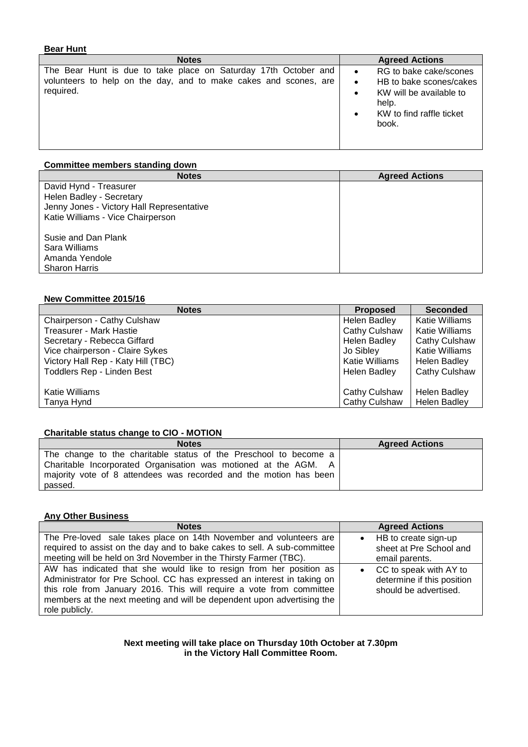**Bear Hunt**

| Notes | Agreed Actions |
|---|---|
| The Bear Hunt is due to take place on Saturday 17th October and volunteers to help on the day, and to make cakes and scones, are required. | • RG to bake cake/scones<br>• HB to bake scones/cakes<br>• KW will be available to help.<br>• KW to find raffle ticket book. |

**Committee members standing down**

| Notes | Agreed Actions |
|---|---|
| David Hynd - Treasurer<br>Helen Badley - Secretary<br>Jenny Jones - Victory Hall Representative<br>Katie Williams - Vice Chairperson<br><br>Susie and Dan Plank<br>Sara Williams<br>Amanda Yendole<br>Sharon Harris | |

**New Committee 2015/16**

| Notes | Proposed | Seconded |
|---|---|---|
| Chairperson - Cathy Culshaw | Helen Badley | Katie Williams |
| Treasurer - Mark Hastie | Cathy Culshaw | Katie Williams |
| Secretary - Rebecca Giffard | Helen Badley | Cathy Culshaw |
| Vice chairperson - Claire Sykes | Jo Sibley | Katie Williams |
| Victory Hall Rep - Katy Hill (TBC) | Katie Williams | Helen Badley |
| Toddlers Rep - Linden Best | Helen Badley | Cathy Culshaw |
| Katie Williams | Cathy Culshaw | Helen Badley |
| Tanya Hynd | Cathy Culshaw | Helen Badley |

**Charitable status change to CIO - MOTION**

| Notes | Agreed Actions |
|---|---|
| The change to the charitable status of the Preschool to become a Charitable Incorporated Organisation was motioned at the AGM. A majority vote of 8 attendees was recorded and the motion has been passed. | |

**Any Other Business**

| Notes | Agreed Actions |
|---|---|
| The Pre-loved sale takes place on 14th November and volunteers are required to assist on the day and to bake cakes to sell. A sub-committee meeting will be held on 3rd November in the Thirsty Farmer (TBC). | • HB to create sign-up sheet at Pre School and email parents. |
| AW has indicated that she would like to resign from her position as Administrator for Pre School. CC has expressed an interest in taking on this role from January 2016. This will require a vote from committee members at the next meeting and will be dependent upon advertising the role publicly. | • CC to speak with AY to determine if this position should be advertised. |

**Next meeting will take place on Thursday 10th October at 7.30pm in the Victory Hall Committee Room.**